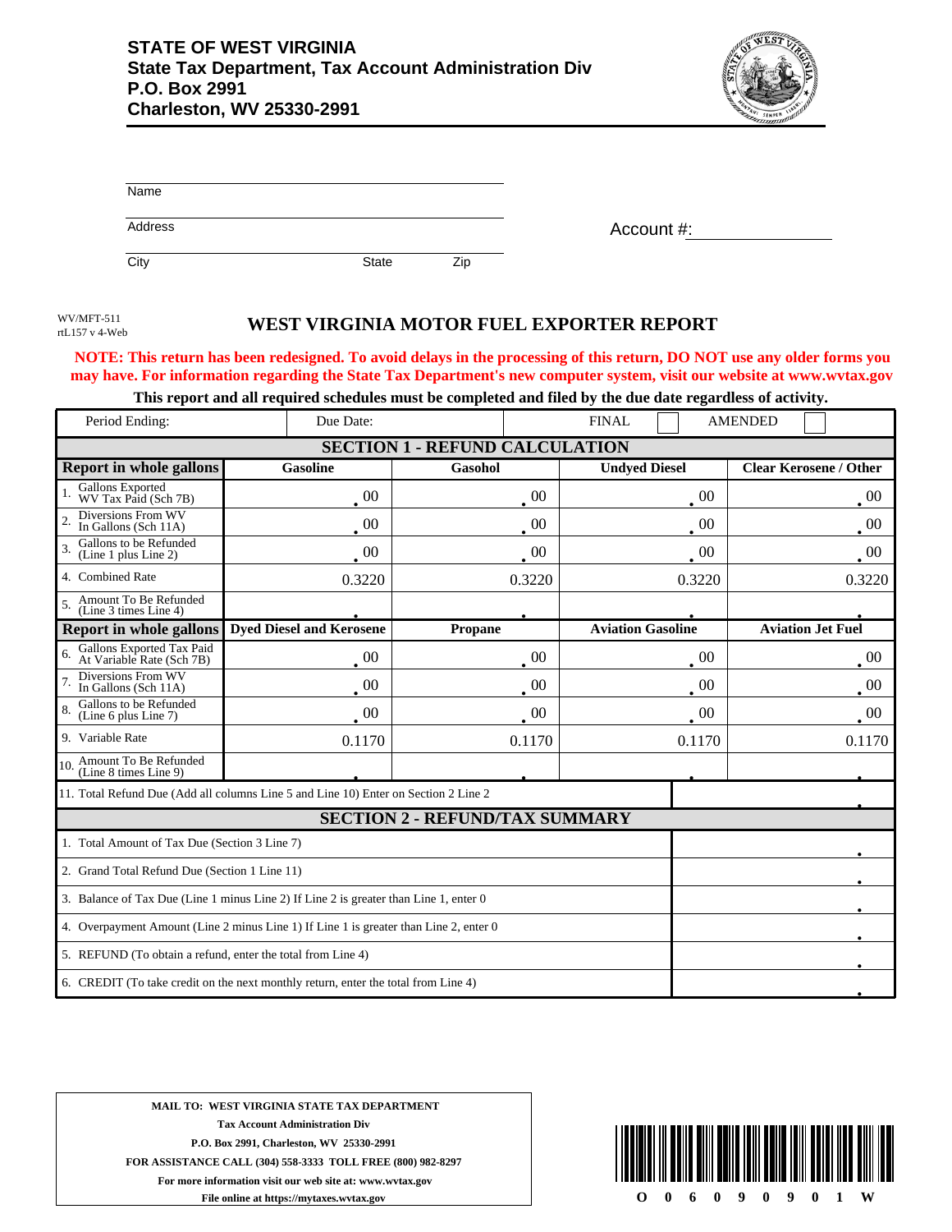# STATE OF WEST VIRGINIA
**State Tax Department, Tax Account Administration Div**
**P.O. Box 2991**
**Charleston, WV 25330-2991**

Name

Address

City State Zip

Account #:

WV/MFT-511
rtL157 v 4-Web

## WEST VIRGINIA MOTOR FUEL EXPORTER REPORT

**NOTE: This return has been redesigned. To avoid delays in the processing of this return, DO NOT use any older forms you may have. For information regarding the State Tax Department's new computer system, visit our website at www.wvtax.gov**

**This report and all required schedules must be completed and filed by the due date regardless of activity.**

| Period Ending: | Due Date: | FINAL ☐ | AMENDED ☐ |
|---|---|---|---|

### SECTION 1 - REFUND CALCULATION

| Report in whole gallons | Gasoline | Gasohol | Undyed Diesel | Clear Kerosene / Other |
|---|---|---|---|---|
| 1. Gallons Exported WV Tax Paid (Sch 7B) | .00 | .00 | .00 | .00 |
| 2. Diversions From WV In Gallons (Sch 11A) | .00 | .00 | .00 | .00 |
| 3. Gallons to be Refunded (Line 1 plus Line 2) | .00 | .00 | .00 | .00 |
| 4. Combined Rate | 0.3220 | 0.3220 | 0.3220 | 0.3220 |
| 5. Amount To Be Refunded (Line 3 times Line 4) | . | . | . | . |
| **Report in whole gallons** | **Dyed Diesel and Kerosene** | **Propane** | **Aviation Gasoline** | **Aviation Jet Fuel** |
| 6. Gallons Exported Tax Paid At Variable Rate (Sch 7B) | .00 | .00 | .00 | .00 |
| 7. Diversions From WV In Gallons (Sch 11A) | .00 | .00 | .00 | .00 |
| 8. Gallons to be Refunded (Line 6 plus Line 7) | .00 | .00 | .00 | .00 |
| 9. Variable Rate | 0.1170 | 0.1170 | 0.1170 | 0.1170 |
| 10. Amount To Be Refunded (Line 8 times Line 9) | . | . | . | . |

| 11. Total Refund Due (Add all columns Line 5 and Line 10) Enter on Section 2 Line 2 | . |
|---|---|

### SECTION 2 - REFUND/TAX SUMMARY

| | |
|---|---|
| 1. Total Amount of Tax Due (Section 3 Line 7) | . |
| 2. Grand Total Refund Due (Section 1 Line 11) | . |
| 3. Balance of Tax Due (Line 1 minus Line 2) If Line 2 is greater than Line 1, enter 0 | . |
| 4. Overpayment Amount (Line 2 minus Line 1) If Line 1 is greater than Line 2, enter 0 | . |
| 5. REFUND (To obtain a refund, enter the total from Line 4) | . |
| 6. CREDIT (To take credit on the next monthly return, enter the total from Line 4) | . |

**MAIL TO: WEST VIRGINIA STATE TAX DEPARTMENT**
**Tax Account Administration Div**
**P.O. Box 2991, Charleston, WV 25330-2991**
**FOR ASSISTANCE CALL (304) 558-3333 TOLL FREE (800) 982-8297**
**For more information visit our web site at: www.wvtax.gov**
**File online at https://mytaxes.wvtax.gov**

O 0 6 0 9 0 9 0 1 W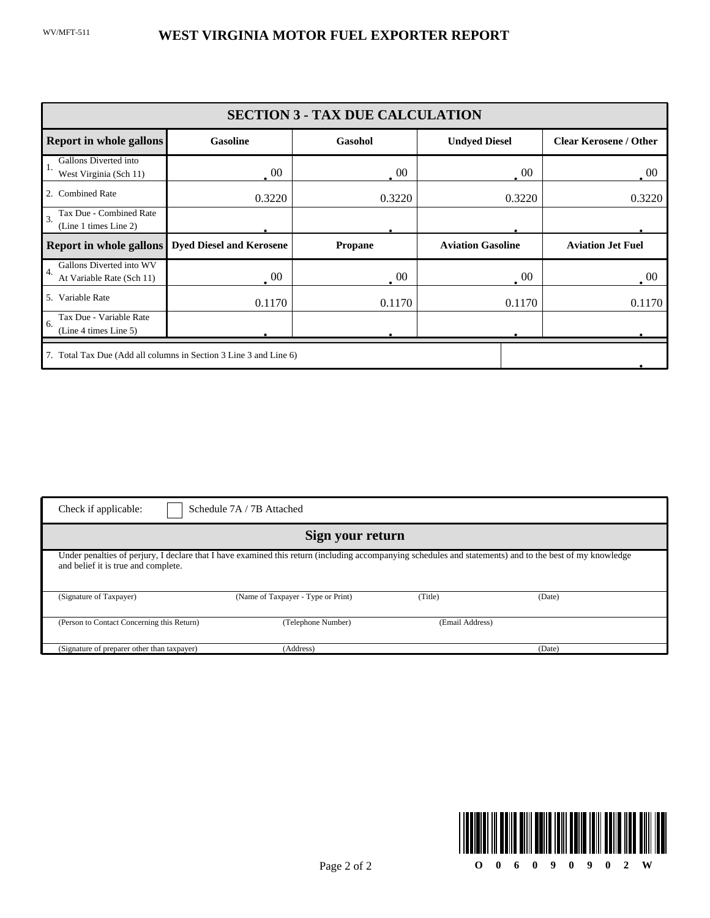WV/MFT-511

# WEST VIRGINIA MOTOR FUEL EXPORTER REPORT

## SECTION 3 - TAX DUE CALCULATION

| Report in whole gallons | Gasoline | Gasohol | Undyed Diesel | Clear Kerosene / Other |
|---|---|---|---|---|
| 1. Gallons Diverted into West Virginia (Sch 11) | .00 | .00 | .00 | .00 |
| 2. Combined Rate | 0.3220 | 0.3220 | 0.3220 | 0.3220 |
| 3. Tax Due - Combined Rate (Line 1 times Line 2) | . | . | . | . |
| **Report in whole gallons** | **Dyed Diesel and Kerosene** | **Propane** | **Aviation Gasoline** | **Aviation Jet Fuel** |
| 4. Gallons Diverted into WV At Variable Rate (Sch 11) | .00 | .00 | .00 | .00 |
| 5. Variable Rate | 0.1170 | 0.1170 | 0.1170 | 0.1170 |
| 6. Tax Due - Variable Rate (Line 4 times Line 5) | . | . | . | . |

| | |
|---|---|
| 7. Total Tax Due (Add all columns in Section 3 Line 3 and Line 6) | . |

Check if applicable: ☐ Schedule 7A / 7B Attached

## Sign your return

Under penalties of perjury, I declare that I have examined this return (including accompanying schedules and statements) and to the best of my knowledge and belief it is true and complete.

(Signature of Taxpayer) (Name of Taxpayer - Type or Print) (Title) (Date)

(Person to Contact Concerning this Return) (Telephone Number) (Email Address)

(Signature of preparer other than taxpayer) (Address) (Date)

O 0 6 0 9 0 9 0 2 W